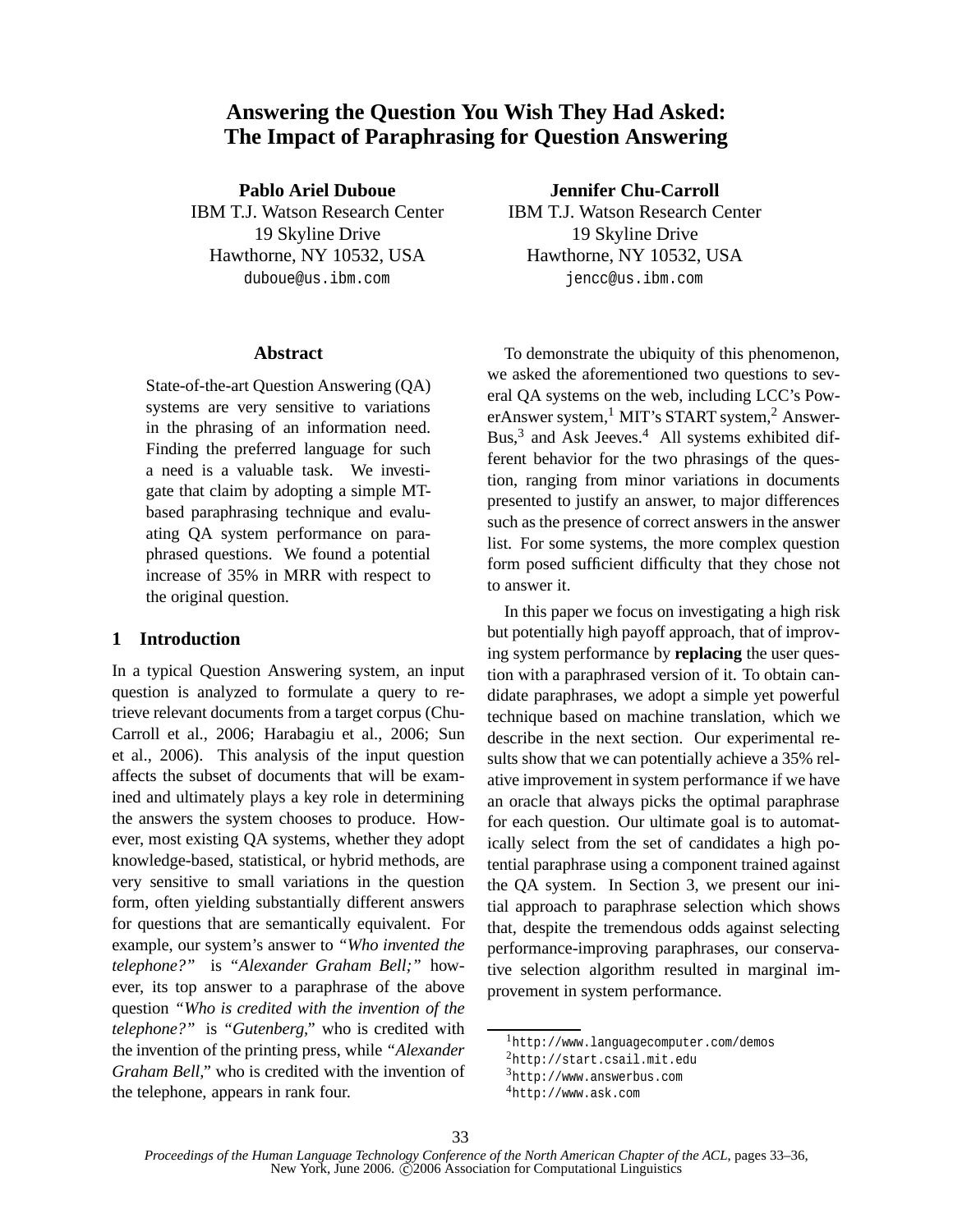# Answering the Question You Wish They Had Asked: The Impact of Paraphrasing for Question Answering

**Pablo Ariel Duboue**
IBM T.J. Watson Research Center
19 Skyline Drive
Hawthorne, NY 10532, USA
duboue@us.ibm.com

**Jennifer Chu-Carroll**
IBM T.J. Watson Research Center
19 Skyline Drive
Hawthorne, NY 10532, USA
jencc@us.ibm.com

## Abstract

State-of-the-art Question Answering (QA) systems are very sensitive to variations in the phrasing of an information need. Finding the preferred language for such a need is a valuable task. We investigate that claim by adopting a simple MT-based paraphrasing technique and evaluating QA system performance on paraphrased questions. We found a potential increase of 35% in MRR with respect to the original question.

## 1 Introduction

In a typical Question Answering system, an input question is analyzed to formulate a query to retrieve relevant documents from a target corpus (Chu-Carroll et al., 2006; Harabagiu et al., 2006; Sun et al., 2006). This analysis of the input question affects the subset of documents that will be examined and ultimately plays a key role in determining the answers the system chooses to produce. However, most existing QA systems, whether they adopt knowledge-based, statistical, or hybrid methods, are very sensitive to small variations in the question form, often yielding substantially different answers for questions that are semantically equivalent. For example, our system's answer to *"Who invented the telephone?"* is *"Alexander Graham Bell;"* however, its top answer to a paraphrase of the above question *"Who is credited with the invention of the telephone?"* is *"Gutenberg,"* who is credited with the invention of the printing press, while *"Alexander Graham Bell,"* who is credited with the invention of the telephone, appears in rank four.

To demonstrate the ubiquity of this phenomenon, we asked the aforementioned two questions to several QA systems on the web, including LCC's PowerAnswer system,[1] MIT's START system,[2] AnswerBus,[3] and Ask Jeeves.[4] All systems exhibited different behavior for the two phrasings of the question, ranging from minor variations in documents presented to justify an answer, to major differences such as the presence of correct answers in the answer list. For some systems, the more complex question form posed sufficient difficulty that they chose not to answer it.

In this paper we focus on investigating a high risk but potentially high payoff approach, that of improving system performance by **replacing** the user question with a paraphrased version of it. To obtain candidate paraphrases, we adopt a simple yet powerful technique based on machine translation, which we describe in the next section. Our experimental results show that we can potentially achieve a 35% relative improvement in system performance if we have an oracle that always picks the optimal paraphrase for each question. Our ultimate goal is to automatically select from the set of candidates a high potential paraphrase using a component trained against the QA system. In Section 3, we present our initial approach to paraphrase selection which shows that, despite the tremendous odds against selecting performance-improving paraphrases, our conservative selection algorithm resulted in marginal improvement in system performance.

[1] http://www.languagecomputer.com/demos
[2] http://start.csail.mit.edu
[3] http://www.answerbus.com
[4] http://www.ask.com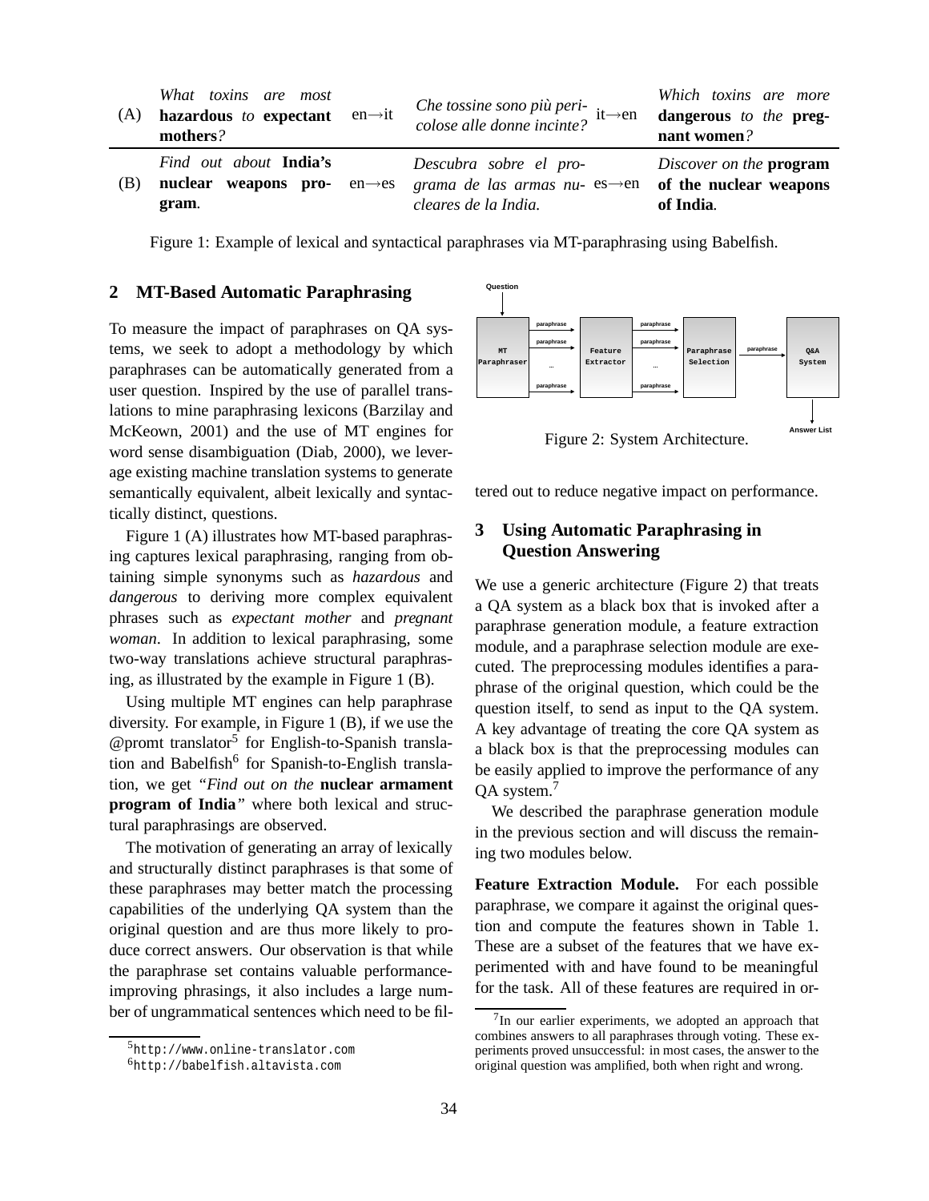| | | | | | |
|---|---|---|---|---|---|
| (A) | *What toxins are most* **hazardous** *to* **expectant mothers***?* | en→it | *Che tossine sono più pericolose alle donne incinte?* | it→en | *Which toxins are more* **dangerous** *to the* **pregnant women***?* |
| (B) | *Find out about* **India's nuclear weapons program***.* | en→es | *Descubra sobre el programa de las armas nucleares de la India.* | es→en | *Discover on the* **program of the nuclear weapons of India***.* |

Figure 1: Example of lexical and syntactical paraphrases via MT-paraphrasing using Babelfish.

## 2 MT-Based Automatic Paraphrasing

To measure the impact of paraphrases on QA systems, we seek to adopt a methodology by which paraphrases can be automatically generated from a user question. Inspired by the use of parallel translations to mine paraphrasing lexicons (Barzilay and McKeown, 2001) and the use of MT engines for word sense disambiguation (Diab, 2000), we leverage existing machine translation systems to generate semantically equivalent, albeit lexically and syntactically distinct, questions.

Figure 1 (A) illustrates how MT-based paraphrasing captures lexical paraphrasing, ranging from obtaining simple synonyms such as *hazardous* and *dangerous* to deriving more complex equivalent phrases such as *expectant mother* and *pregnant woman*. In addition to lexical paraphrasing, some two-way translations achieve structural paraphrasing, as illustrated by the example in Figure 1 (B).

Using multiple MT engines can help paraphrase diversity. For example, in Figure 1 (B), if we use the @promt translator[5] for English-to-Spanish translation and Babelfish[6] for Spanish-to-English translation, we get *"Find out on the* **nuclear armament program of India***"* where both lexical and structural paraphrasings are observed.

The motivation of generating an array of lexically and structurally distinct paraphrases is that some of these paraphrases may better match the processing capabilities of the underlying QA system than the original question and are thus more likely to produce correct answers. Our observation is that while the paraphrase set contains valuable performance-improving phrasings, it also includes a large number of ungrammatical sentences which need to be filtered out to reduce negative impact on performance.

[5] http://www.online-translator.com

[6] http://babelfish.altavista.com

Figure 2: System Architecture.

## 3 Using Automatic Paraphrasing in Question Answering

We use a generic architecture (Figure 2) that treats a QA system as a black box that is invoked after a paraphrase generation module, a feature extraction module, and a paraphrase selection module are executed. The preprocessing modules identifies a paraphrase of the original question, which could be the question itself, to send as input to the QA system. A key advantage of treating the core QA system as a black box is that the preprocessing modules can be easily applied to improve the performance of any QA system.[7]

We described the paraphrase generation module in the previous section and will discuss the remaining two modules below.

**Feature Extraction Module.** For each possible paraphrase, we compare it against the original question and compute the features shown in Table 1. These are a subset of the features that we have experimented with and have found to be meaningful for the task. All of these features are required in or-

[7] In our earlier experiments, we adopted an approach that combines answers to all paraphrases through voting. These experiments proved unsuccessful: in most cases, the answer to the original question was amplified, both when right and wrong.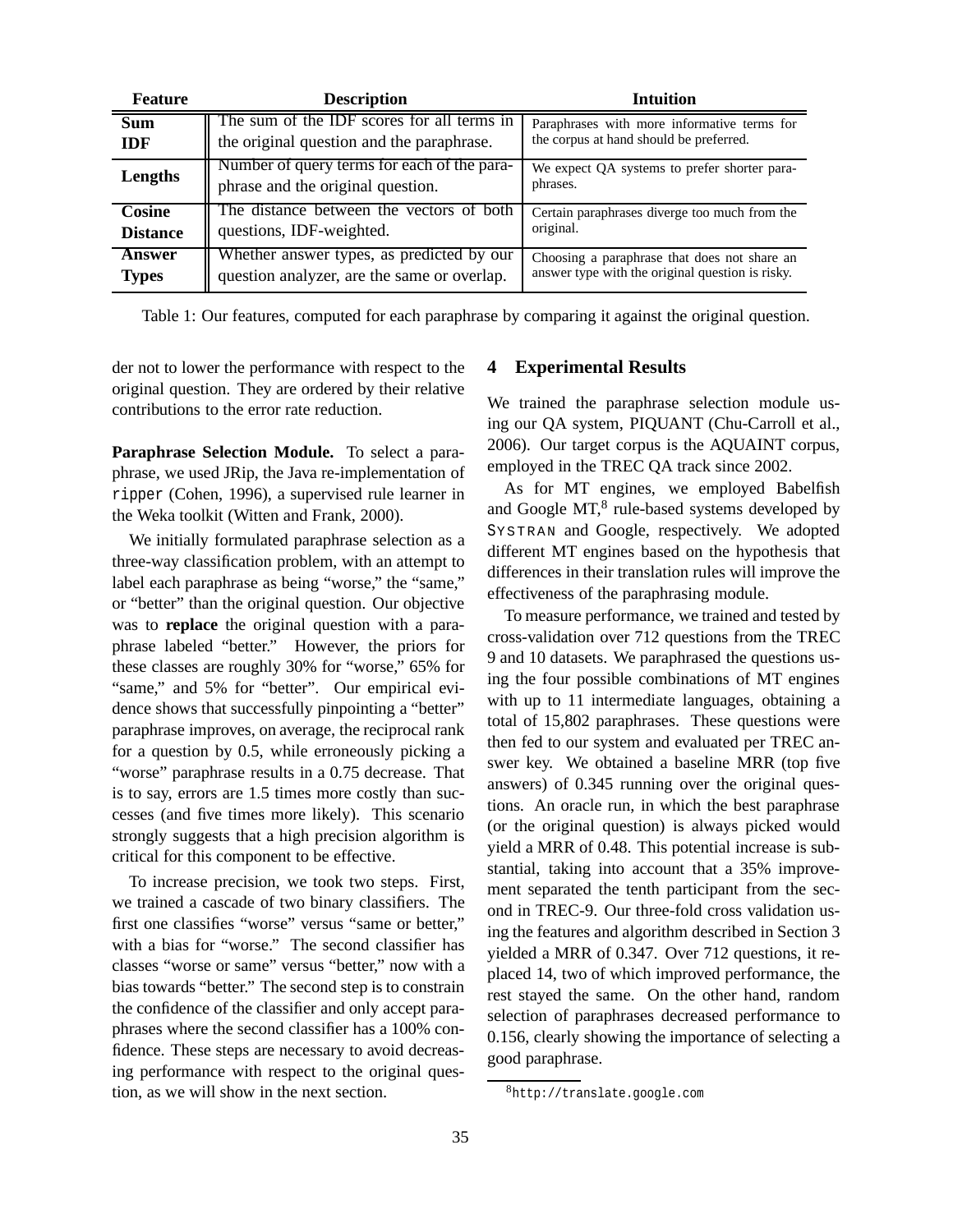| Feature | Description | Intuition |
| --- | --- | --- |
| **Sum IDF** | The sum of the IDF scores for all terms in the original question and the paraphrase. | Paraphrases with more informative terms for the corpus at hand should be preferred. |
| **Lengths** | Number of query terms for each of the paraphrase and the original question. | We expect QA systems to prefer shorter paraphrases. |
| **Cosine Distance** | The distance between the vectors of both questions, IDF-weighted. | Certain paraphrases diverge too much from the original. |
| **Answer Types** | Whether answer types, as predicted by our question analyzer, are the same or overlap. | Choosing a paraphrase that does not share an answer type with the original question is risky. |

Table 1: Our features, computed for each paraphrase by comparing it against the original question.

der not to lower the performance with respect to the original question. They are ordered by their relative contributions to the error rate reduction.

**Paraphrase Selection Module.** To select a paraphrase, we used JRip, the Java re-implementation of `ripper` (Cohen, 1996), a supervised rule learner in the Weka toolkit (Witten and Frank, 2000).

We initially formulated paraphrase selection as a three-way classification problem, with an attempt to label each paraphrase as being "worse," the "same," or "better" than the original question. Our objective was to **replace** the original question with a paraphrase labeled "better." However, the priors for these classes are roughly 30% for "worse," 65% for "same," and 5% for "better". Our empirical evidence shows that successfully pinpointing a "better" paraphrase improves, on average, the reciprocal rank for a question by 0.5, while erroneously picking a "worse" paraphrase results in a 0.75 decrease. That is to say, errors are 1.5 times more costly than successes (and five times more likely). This scenario strongly suggests that a high precision algorithm is critical for this component to be effective.

To increase precision, we took two steps. First, we trained a cascade of two binary classifiers. The first one classifies "worse" versus "same or better," with a bias for "worse." The second classifier has classes "worse or same" versus "better," now with a bias towards "better." The second step is to constrain the confidence of the classifier and only accept paraphrases where the second classifier has a 100% confidence. These steps are necessary to avoid decreasing performance with respect to the original question, as we will show in the next section.

## 4 Experimental Results

We trained the paraphrase selection module using our QA system, PIQUANT (Chu-Carroll et al., 2006). Our target corpus is the AQUAINT corpus, employed in the TREC QA track since 2002.

As for MT engines, we employed Babelfish and Google MT,[8] rule-based systems developed by SYSTRAN and Google, respectively. We adopted different MT engines based on the hypothesis that differences in their translation rules will improve the effectiveness of the paraphrasing module.

To measure performance, we trained and tested by cross-validation over 712 questions from the TREC 9 and 10 datasets. We paraphrased the questions using the four possible combinations of MT engines with up to 11 intermediate languages, obtaining a total of 15,802 paraphrases. These questions were then fed to our system and evaluated per TREC answer key. We obtained a baseline MRR (top five answers) of 0.345 running over the original questions. An oracle run, in which the best paraphrase (or the original question) is always picked would yield a MRR of 0.48. This potential increase is substantial, taking into account that a 35% improvement separated the tenth participant from the second in TREC-9. Our three-fold cross validation using the features and algorithm described in Section 3 yielded a MRR of 0.347. Over 712 questions, it replaced 14, two of which improved performance, the rest stayed the same. On the other hand, random selection of paraphrases decreased performance to 0.156, clearly showing the importance of selecting a good paraphrase.

[8] `http://translate.google.com`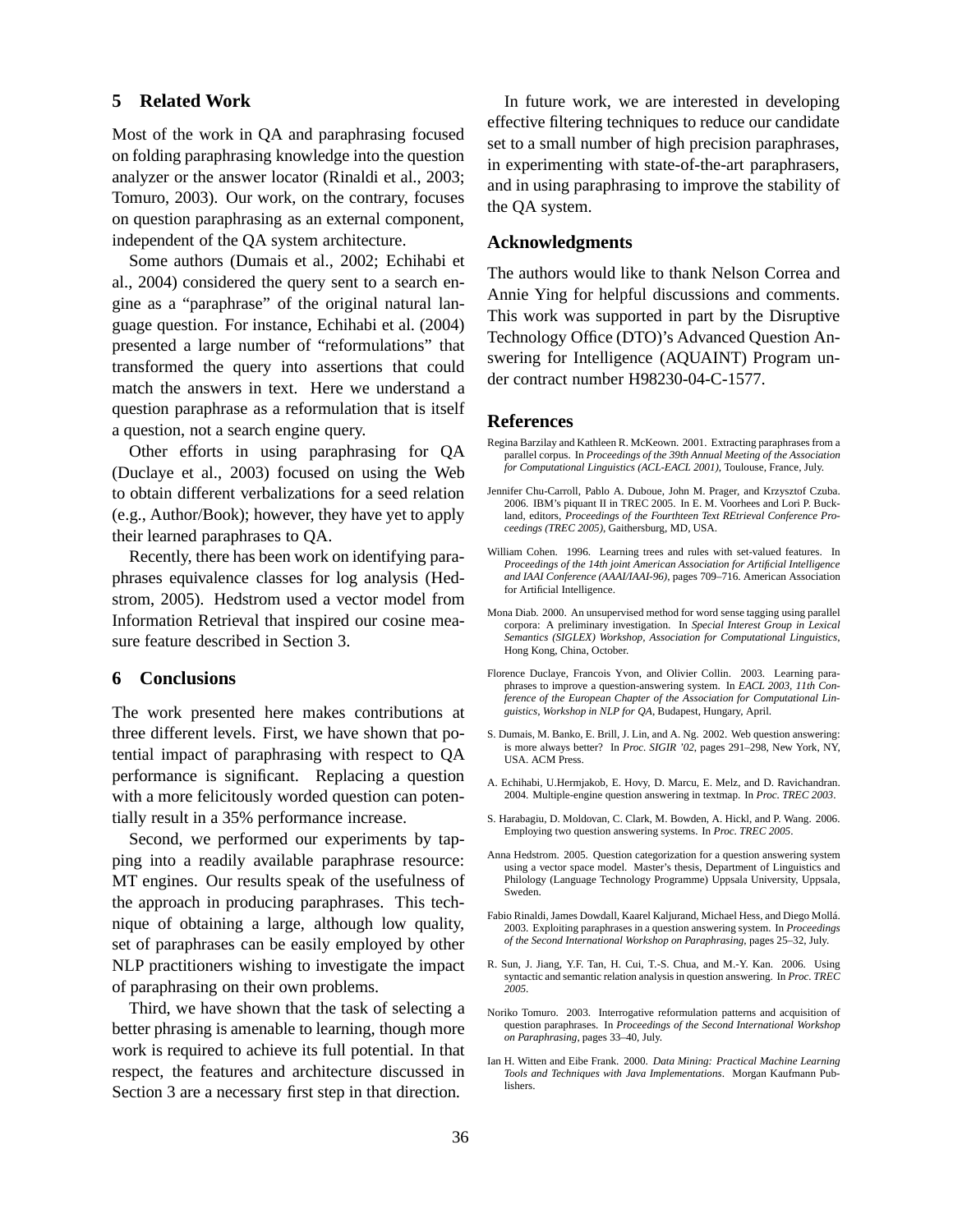## 5 Related Work

Most of the work in QA and paraphrasing focused on folding paraphrasing knowledge into the question analyzer or the answer locator (Rinaldi et al., 2003; Tomuro, 2003). Our work, on the contrary, focuses on question paraphrasing as an external component, independent of the QA system architecture.

Some authors (Dumais et al., 2002; Echihabi et al., 2004) considered the query sent to a search engine as a "paraphrase" of the original natural language question. For instance, Echihabi et al. (2004) presented a large number of "reformulations" that transformed the query into assertions that could match the answers in text. Here we understand a question paraphrase as a reformulation that is itself a question, not a search engine query.

Other efforts in using paraphrasing for QA (Duclaye et al., 2003) focused on using the Web to obtain different verbalizations for a seed relation (e.g., Author/Book); however, they have yet to apply their learned paraphrases to QA.

Recently, there has been work on identifying paraphrases equivalence classes for log analysis (Hedstrom, 2005). Hedstrom used a vector model from Information Retrieval that inspired our cosine measure feature described in Section 3.

## 6 Conclusions

The work presented here makes contributions at three different levels. First, we have shown that potential impact of paraphrasing with respect to QA performance is significant. Replacing a question with a more felicitously worded question can potentially result in a 35% performance increase.

Second, we performed our experiments by tapping into a readily available paraphrase resource: MT engines. Our results speak of the usefulness of the approach in producing paraphrases. This technique of obtaining a large, although low quality, set of paraphrases can be easily employed by other NLP practitioners wishing to investigate the impact of paraphrasing on their own problems.

Third, we have shown that the task of selecting a better phrasing is amenable to learning, though more work is required to achieve its full potential. In that respect, the features and architecture discussed in Section 3 are a necessary first step in that direction.

In future work, we are interested in developing effective filtering techniques to reduce our candidate set to a small number of high precision paraphrases, in experimenting with state-of-the-art paraphrasers, and in using paraphrasing to improve the stability of the QA system.

## Acknowledgments

The authors would like to thank Nelson Correa and Annie Ying for helpful discussions and comments. This work was supported in part by the Disruptive Technology Office (DTO)'s Advanced Question Answering for Intelligence (AQUAINT) Program under contract number H98230-04-C-1577.

## References

Regina Barzilay and Kathleen R. McKeown. 2001. Extracting paraphrases from a parallel corpus. In *Proceedings of the 39th Annual Meeting of the Association for Computational Linguistics (ACL-EACL 2001)*, Toulouse, France, July.

Jennifer Chu-Carroll, Pablo A. Duboue, John M. Prager, and Krzysztof Czuba. 2006. IBM's piquant II in TREC 2005. In E. M. Voorhees and Lori P. Buckland, editors, *Proceedings of the Fourthteen Text REtrieval Conference Proceedings (TREC 2005)*, Gaithersburg, MD, USA.

William Cohen. 1996. Learning trees and rules with set-valued features. In *Proceedings of the 14th joint American Association for Artificial Intelligence and IAAI Conference (AAAI/IAAI-96)*, pages 709–716. American Association for Artificial Intelligence.

Mona Diab. 2000. An unsupervised method for word sense tagging using parallel corpora: A preliminary investigation. In *Special Interest Group in Lexical Semantics (SIGLEX) Workshop, Association for Computational Linguistics*, Hong Kong, China, October.

Florence Duclaye, Francois Yvon, and Olivier Collin. 2003. Learning paraphrases to improve a question-answering system. In *EACL 2003, 11th Conference of the European Chapter of the Association for Computational Linguistics, Workshop in NLP for QA*, Budapest, Hungary, April.

S. Dumais, M. Banko, E. Brill, J. Lin, and A. Ng. 2002. Web question answering: is more always better? In *Proc. SIGIR '02*, pages 291–298, New York, NY, USA. ACM Press.

A. Echihabi, U.Hermjakob, E. Hovy, D. Marcu, E. Melz, and D. Ravichandran. 2004. Multiple-engine question answering in textmap. In *Proc. TREC 2003*.

S. Harabagiu, D. Moldovan, C. Clark, M. Bowden, A. Hickl, and P. Wang. 2006. Employing two question answering systems. In *Proc. TREC 2005*.

Anna Hedstrom. 2005. Question categorization for a question answering system using a vector space model. Master's thesis, Department of Linguistics and Philology (Language Technology Programme) Uppsala University, Uppsala, Sweden.

Fabio Rinaldi, James Dowdall, Kaarel Kaljurand, Michael Hess, and Diego Mollá. 2003. Exploiting paraphrases in a question answering system. In *Proceedings of the Second International Workshop on Paraphrasing*, pages 25–32, July.

R. Sun, J. Jiang, Y.F. Tan, H. Cui, T.-S. Chua, and M.-Y. Kan. 2006. Using syntactic and semantic relation analysis in question answering. In *Proc. TREC 2005*.

Noriko Tomuro. 2003. Interrogative reformulation patterns and acquisition of question paraphrases. In *Proceedings of the Second International Workshop on Paraphrasing*, pages 33–40, July.

Ian H. Witten and Eibe Frank. 2000. *Data Mining: Practical Machine Learning Tools and Techniques with Java Implementations*. Morgan Kaufmann Publishers.